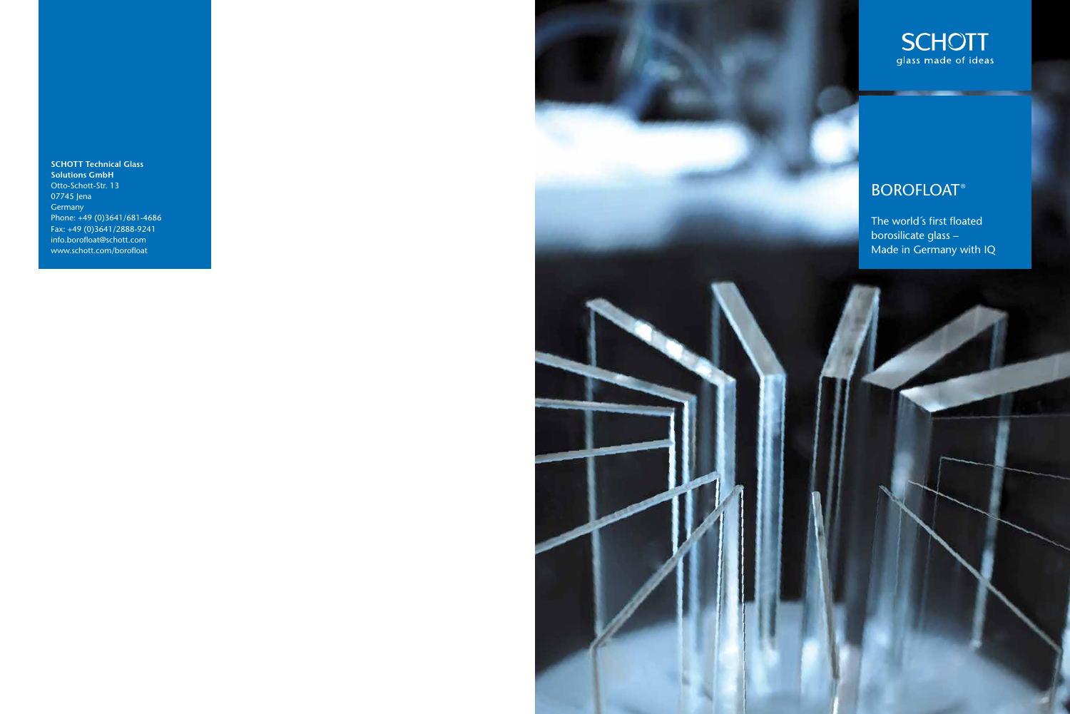**SCHOTT Technical Glass Solutions GmbH**
Otto-Schott-Str. 13
07745 Jena
Germany
Phone: +49 (0)3641/681-4686
Fax: +49 (0)3641/2888-9241
info.borofloat@schott.com
www.schott.com/borofloat

SCHOTT
glass made of ideas

# BOROFLOAT®

The world´s first floated borosilicate glass –
Made in Germany with IQ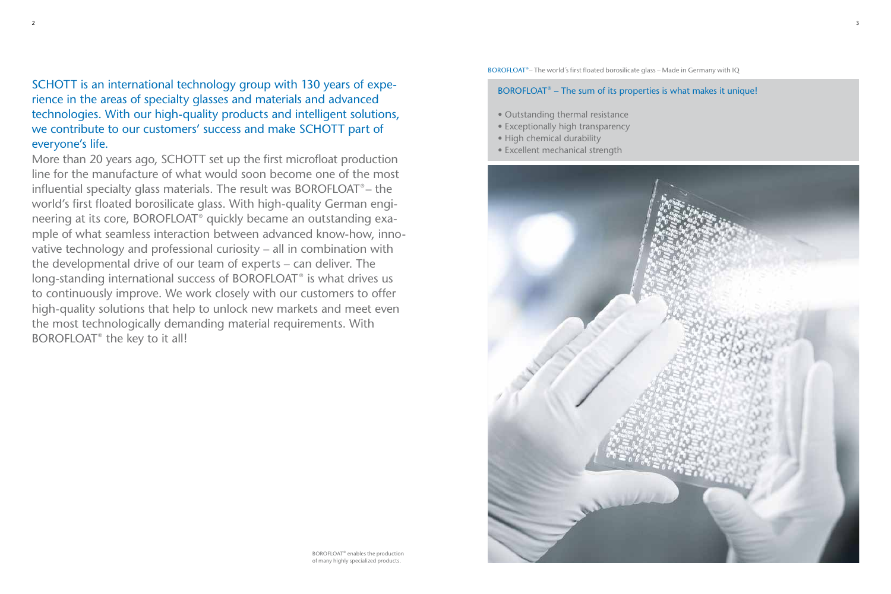SCHOTT is an international technology group with 130 years of experience in the areas of specialty glasses and materials and advanced technologies. With our high-quality products and intelligent solutions, we contribute to our customers' success and make SCHOTT part of everyone's life.

More than 20 years ago, SCHOTT set up the first microfloat production line for the manufacture of what would soon become one of the most influential specialty glass materials. The result was BOROFLOAT® – the world's first floated borosilicate glass. With high-quality German engineering at its core, BOROFLOAT® quickly became an outstanding example of what seamless interaction between advanced know-how, innovative technology and professional curiosity – all in combination with the developmental drive of our team of experts – can deliver. The long-standing international success of BOROFLOAT® is what drives us to continuously improve. We work closely with our customers to offer high-quality solutions that help to unlock new markets and meet even the most technologically demanding material requirements. With BOROFLOAT® the key to it all!

BOROFLOAT® enables the production of many highly specialized products.

BOROFLOAT® – The world´s first floated borosilicate glass – Made in Germany with IQ

BOROFLOAT® – The sum of its properties is what makes it unique!

- Outstanding thermal resistance
- Exceptionally high transparency
- High chemical durability
- Excellent mechanical strength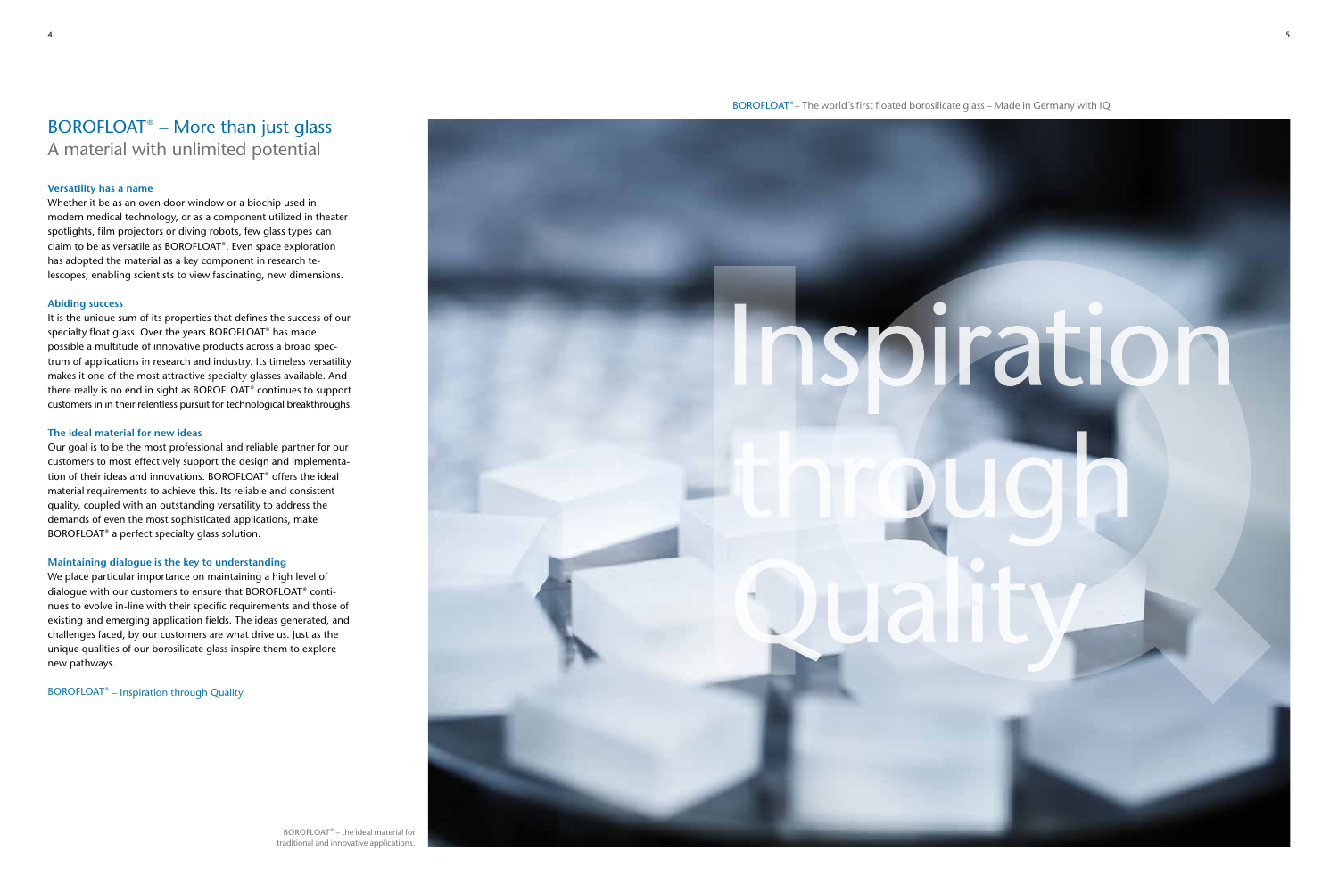# BOROFLOAT® – More than just glass

## A material with unlimited potential

### Versatility has a name

Whether it be as an oven door window or a biochip used in modern medical technology, or as a component utilized in theater spotlights, film projectors or diving robots, few glass types can claim to be as versatile as BOROFLOAT®. Even space exploration has adopted the material as a key component in research telescopes, enabling scientists to view fascinating, new dimensions.

### Abiding success

It is the unique sum of its properties that defines the success of our specialty float glass. Over the years BOROFLOAT® has made possible a multitude of innovative products across a broad spectrum of applications in research and industry. Its timeless versatility makes it one of the most attractive specialty glasses available. And there really is no end in sight as BOROFLOAT® continues to support customers in in their relentless pursuit for technological breakthroughs.

### The ideal material for new ideas

Our goal is to be the most professional and reliable partner for our customers to most effectively support the design and implementation of their ideas and innovations. BOROFLOAT® offers the ideal material requirements to achieve this. Its reliable and consistent quality, coupled with an outstanding versatility to address the demands of even the most sophisticated applications, make BOROFLOAT® a perfect specialty glass solution.

### Maintaining dialogue is the key to understanding

We place particular importance on maintaining a high level of dialogue with our customers to ensure that BOROFLOAT® continues to evolve in-line with their specific requirements and those of existing and emerging application fields. The ideas generated, and challenges faced, by our customers are what drive us. Just as the unique qualities of our borosilicate glass inspire them to explore new pathways.

BOROFLOAT® – Inspiration through Quality

BOROFLOAT® – The world´s first floated borosilicate glass – Made in Germany with IQ

Inspiration through Quality

BOROFLOAT® – the ideal material for traditional and innovative applications.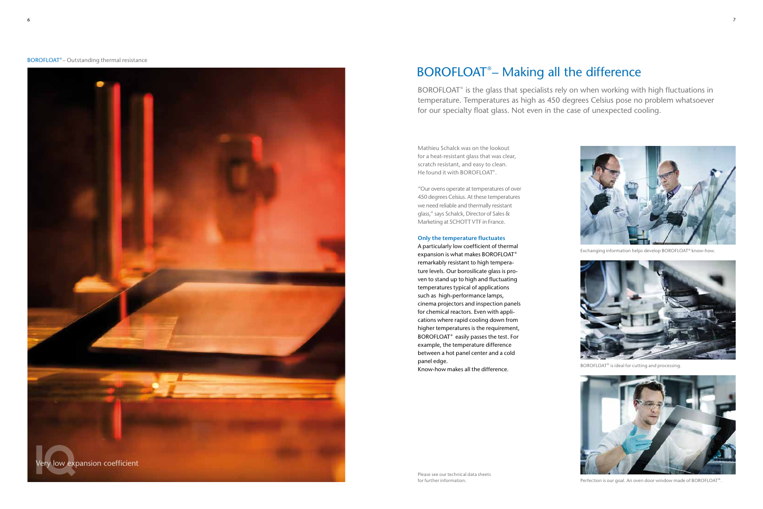BOROFLOAT® – Outstanding thermal resistance

Very low expansion coefficient

# BOROFLOAT® – Making all the difference

BOROFLOAT® is the glass that specialists rely on when working with high fluctuations in temperature. Temperatures as high as 450 degrees Celsius pose no problem whatsoever for our specialty float glass. Not even in the case of unexpected cooling.

Mathieu Schalck was on the lookout for a heat-resistant glass that was clear, scratch resistant, and easy to clean. He found it with BOROFLOAT®.

"Our ovens operate at temperatures of over 450 degrees Celsius. At these temperatures we need reliable and thermally resistant glass," says Schalck, Director of Sales & Marketing at SCHOTT VTF in France.

**Only the temperature fluctuates**

A particularly low coefficient of thermal expansion is what makes BOROFLOAT® remarkably resistant to high temperature levels. Our borosilicate glass is proven to stand up to high and fluctuating temperatures typical of applications such as high-performance lamps, cinema projectors and inspection panels for chemical reactors. Even with applications where rapid cooling down from higher temperatures is the requirement, BOROFLOAT® easily passes the test. For example, the temperature difference between a hot panel center and a cold panel edge.
Know-how makes all the difference.

Please see our technical data sheets for further information.

Exchanging information helps develop BOROFLOAT® know-how.

BOROFLOAT® is ideal for cutting and processing.

Perfection is our goal. An oven door window made of BOROFLOAT®.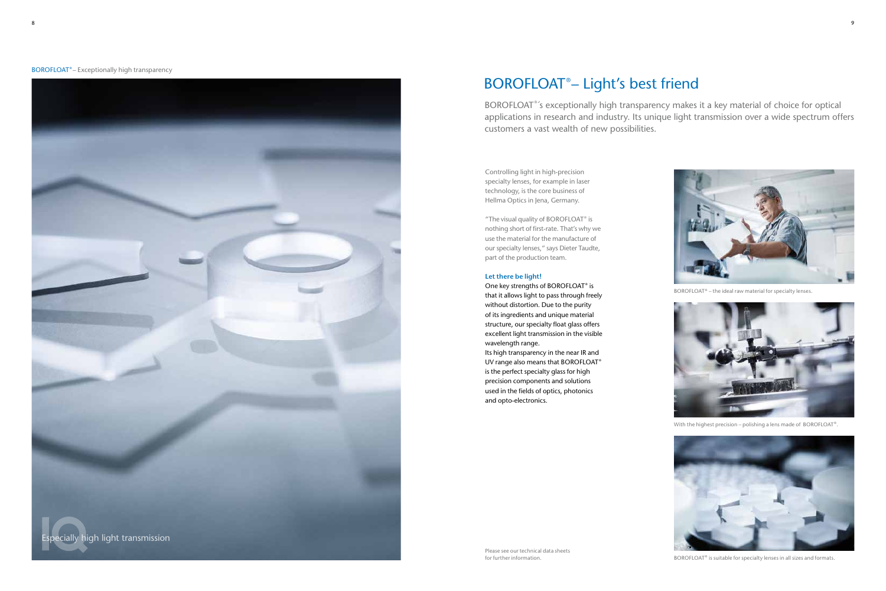BOROFLOAT® – Exceptionally high transparency

Especially high light transmission

# BOROFLOAT® – Light's best friend

BOROFLOAT®´s exceptionally high transparency makes it a key material of choice for optical applications in research and industry. Its unique light transmission over a wide spectrum offers customers a vast wealth of new possibilities.

Controlling light in high-precision specialty lenses, for example in laser technology, is the core business of Hellma Optics in Jena, Germany.

"The visual quality of BOROFLOAT® is nothing short of first-rate. That's why we use the material for the manufacture of our specialty lenses," says Dieter Taudte, part of the production team.

**Let there be light!**

One key strengths of BOROFLOAT® is that it allows light to pass through freely without distortion. Due to the purity of its ingredients and unique material structure, our specialty float glass offers excellent light transmission in the visible wavelength range.

Its high transparency in the near IR and UV range also means that BOROFLOAT® is the perfect specialty glass for high precision components and solutions used in the fields of optics, photonics and opto-electronics.

Please see our technical data sheets for further information.

BOROFLOAT® – the ideal raw material for specialty lenses.

With the highest precision – polishing a lens made of BOROFLOAT®.

BOROFLOAT® is suitable for specialty lenses in all sizes and formats.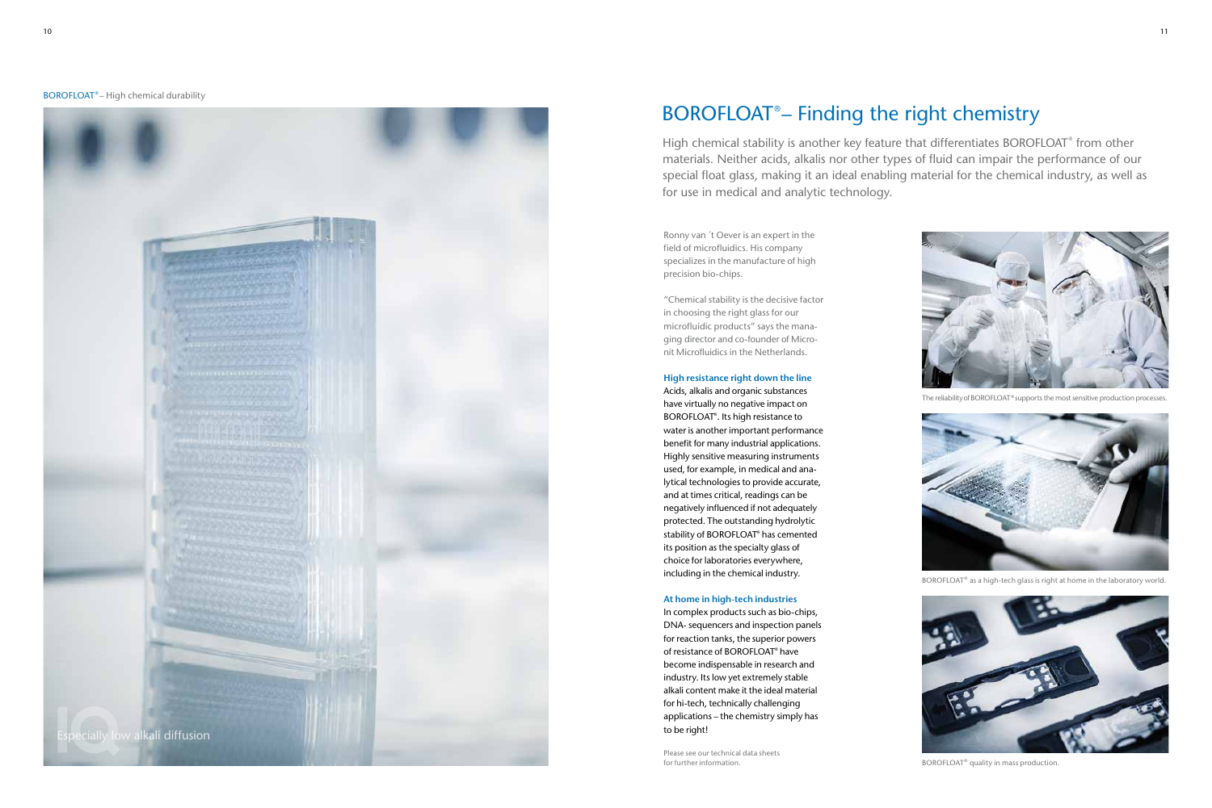BOROFLOAT® – High chemical durability

Especially low alkali diffusion

# BOROFLOAT® – Finding the right chemistry

High chemical stability is another key feature that differentiates BOROFLOAT® from other materials. Neither acids, alkalis nor other types of fluid can impair the performance of our special float glass, making it an ideal enabling material for the chemical industry, as well as for use in medical and analytic technology.

Ronny van ´t Oever is an expert in the field of microfluidics. His company specializes in the manufacture of high precision bio-chips.

"Chemical stability is the decisive factor in choosing the right glass for our microfluidic products" says the managing director and co-founder of Micronit Microfluidics in the Netherlands.

**High resistance right down the line**

Acids, alkalis and organic substances have virtually no negative impact on BOROFLOAT®. Its high resistance to water is another important performance benefit for many industrial applications. Highly sensitive measuring instruments used, for example, in medical and analytical technologies to provide accurate, and at times critical, readings can be negatively influenced if not adequately protected. The outstanding hydrolytic stability of BOROFLOAT® has cemented its position as the specialty glass of choice for laboratories everywhere, including in the chemical industry.

**At home in high-tech industries**

In complex products such as bio-chips, DNA- sequencers and inspection panels for reaction tanks, the superior powers of resistance of BOROFLOAT® have become indispensable in research and industry. Its low yet extremely stable alkali content make it the ideal material for hi-tech, technically challenging applications – the chemistry simply has to be right!

Please see our technical data sheets for further information.

The reliability of BOROFLOAT® supports the most sensitive production processes.

BOROFLOAT® as a high-tech glass is right at home in the laboratory world.

BOROFLOAT® quality in mass production.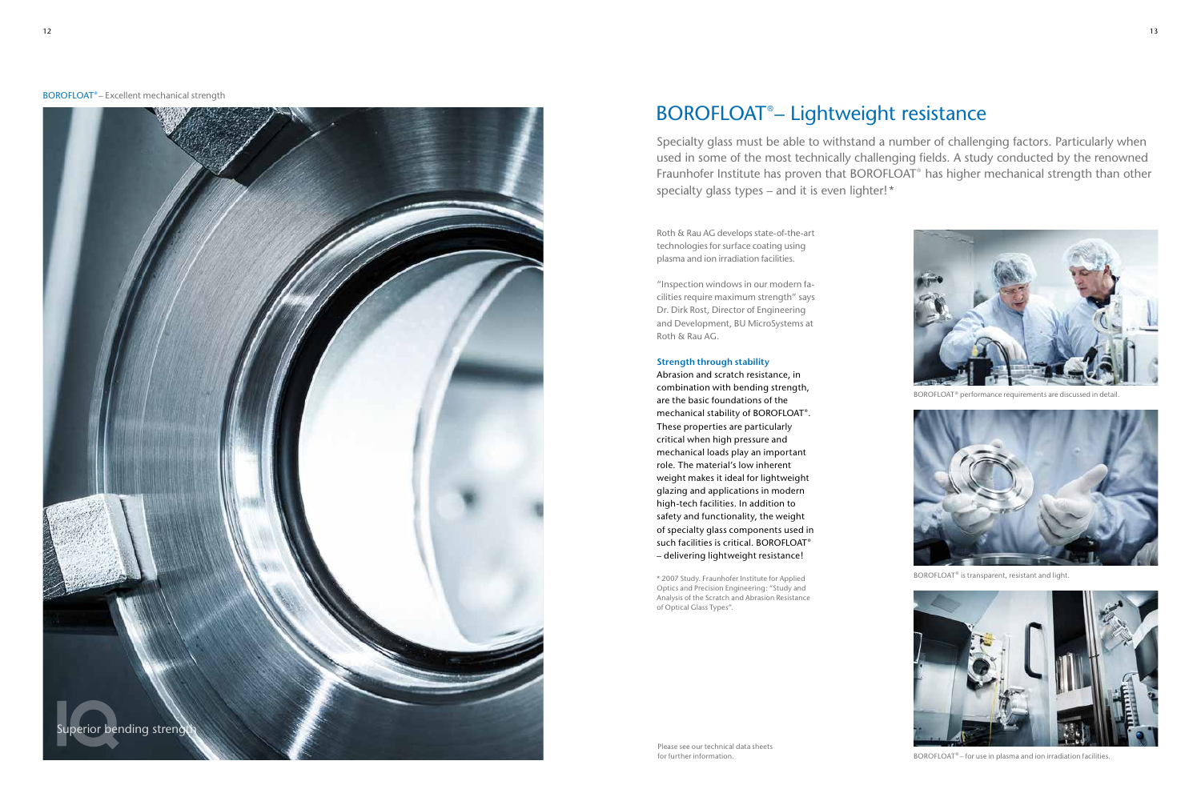BOROFLOAT® – Excellent mechanical strength

Superior bending strength

# BOROFLOAT®– Lightweight resistance

Specialty glass must be able to withstand a number of challenging factors. Particularly when used in some of the most technically challenging fields. A study conducted by the renowned Fraunhofer Institute has proven that BOROFLOAT® has higher mechanical strength than other specialty glass types – and it is even lighter! *

Roth & Rau AG develops state-of-the-art technologies for surface coating using plasma and ion irradiation facilities.

"Inspection windows in our modern facilities require maximum strength" says Dr. Dirk Rost, Director of Engineering and Development, BU MicroSystems at Roth & Rau AG.

**Strength through stability**

Abrasion and scratch resistance, in combination with bending strength, are the basic foundations of the mechanical stability of BOROFLOAT®. These properties are particularly critical when high pressure and mechanical loads play an important role. The material's low inherent weight makes it ideal for lightweight glazing and applications in modern high-tech facilities. In addition to safety and functionality, the weight of specialty glass components used in such facilities is critical. BOROFLOAT® – delivering lightweight resistance!

* 2007 Study. Fraunhofer Institute for Applied Optics and Precision Engineering: "Study and Analysis of the Scratch and Abrasion Resistance of Optical Glass Types".

Please see our technical data sheets for further information.

BOROFLOAT® performance requirements are discussed in detail.

BOROFLOAT® is transparent, resistant and light.

BOROFLOAT® – for use in plasma and ion irradiation facilities.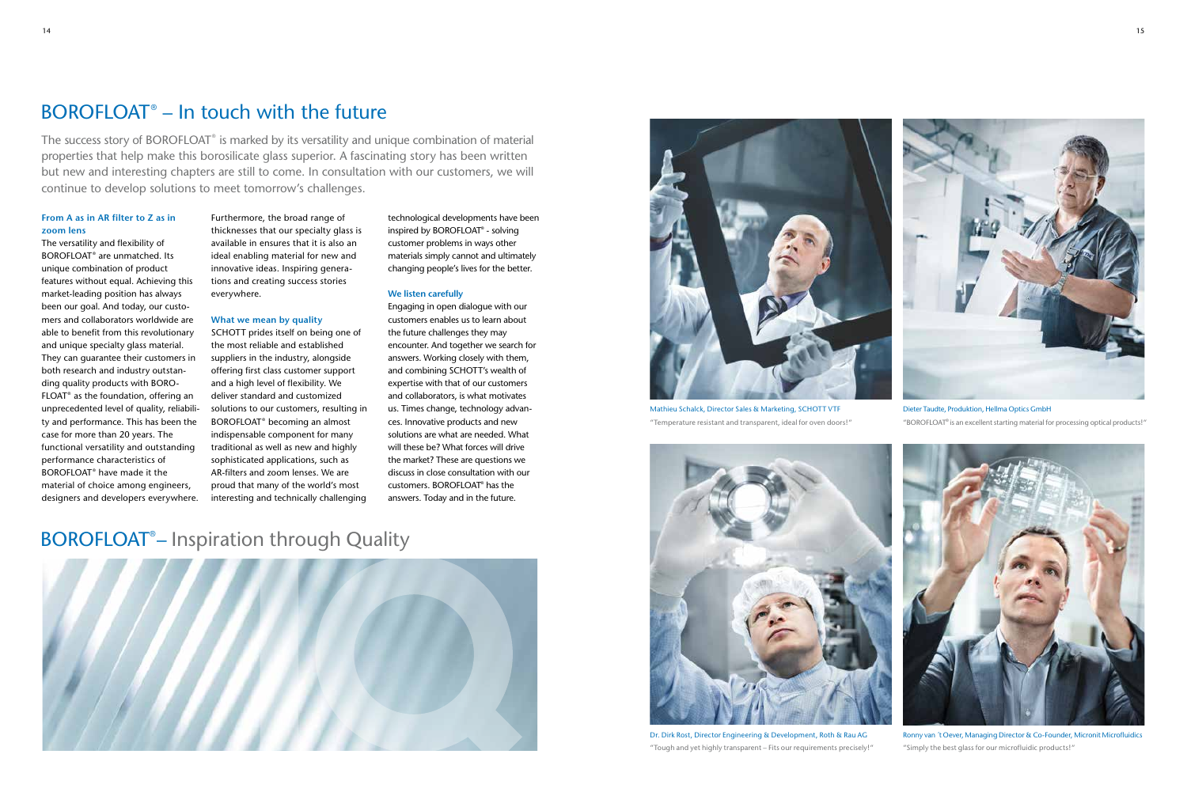# BOROFLOAT® – In touch with the future

The success story of BOROFLOAT® is marked by its versatility and unique combination of material properties that help make this borosilicate glass superior. A fascinating story has been written but new and interesting chapters are still to come. In consultation with our customers, we will continue to develop solutions to meet tomorrow's challenges.

### From A as in AR filter to Z as in zoom lens

The versatility and flexibility of BOROFLOAT® are unmatched. Its unique combination of product features without equal. Achieving this market-leading position has always been our goal. And today, our customers and collaborators worldwide are able to benefit from this revolutionary and unique specialty glass material. They can guarantee their customers in both research and industry outstanding quality products with BOROFLOAT® as the foundation, offering an unprecedented level of quality, reliability and performance. This has been the case for more than 20 years. The functional versatility and outstanding performance characteristics of BOROFLOAT® have made it the material of choice among engineers, designers and developers everywhere.

Furthermore, the broad range of thicknesses that our specialty glass is available in ensures that it is also an ideal enabling material for new and innovative ideas. Inspiring generations and creating success stories everywhere.

### What we mean by quality

SCHOTT prides itself on being one of the most reliable and established suppliers in the industry, alongside offering first class customer support and a high level of flexibility. We deliver standard and customized solutions to our customers, resulting in BOROFLOAT® becoming an almost indispensable component for many traditional as well as new and highly sophisticated applications, such as AR-filters and zoom lenses. We are proud that many of the world's most interesting and technically challenging technological developments have been inspired by BOROFLOAT® - solving customer problems in ways other materials simply cannot and ultimately changing people's lives for the better.

### We listen carefully

Engaging in open dialogue with our customers enables us to learn about the future challenges they may encounter. And together we search for answers. Working closely with them, and combining SCHOTT's wealth of expertise with that of our customers and collaborators, is what motivates us. Times change, technology advances. Innovative products and new solutions are what are needed. What will these be? What forces will drive the market? These are questions we discuss in close consultation with our customers. BOROFLOAT® has the answers. Today and in the future.

# BOROFLOAT® – Inspiration through Quality

Mathieu Schalck, Director Sales & Marketing, SCHOTT VTF
"Temperature resistant and transparent, ideal for oven doors!"

Dieter Taudte, Produktion, Hellma Optics GmbH
"BOROFLOAT® is an excellent starting material for processing optical products!"

Dr. Dirk Rost, Director Engineering & Development, Roth & Rau AG
"Tough and yet highly transparent – Fits our requirements precisely!"

Ronny van 't Oever, Managing Director & Co-Founder, Micronit Microfluidics
"Simply the best glass for our microfluidic products!"